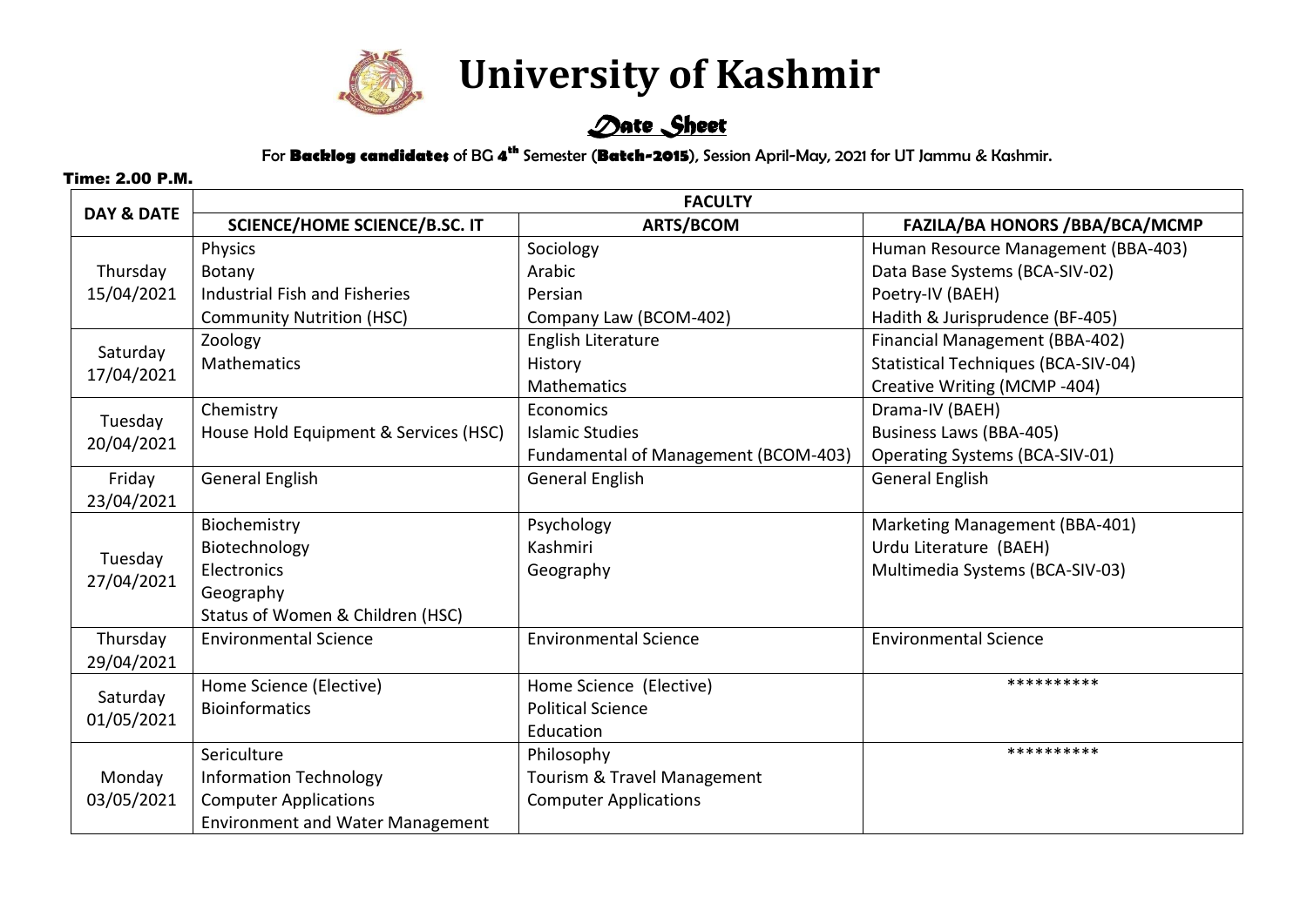# University of Kashmir

## *Date Sheet*

For **Backlog candidates** of BG **4th** Semester (**Batch-2015**), Session April-May, 2021 for UT Jammu & Kashmir.

**Time: 2.00 P.M.**

| DAY & DATE | FACULTY | | |
|---|---|---|---|
| | **SCIENCE/HOME SCIENCE/B.SC. IT** | **ARTS/BCOM** | **FAZILA/BA HONORS /BBA/BCA/MCMP** |
| Thursday 15/04/2021 | Physics<br>Botany<br>Industrial Fish and Fisheries<br>Community Nutrition (HSC) | Sociology<br>Arabic<br>Persian<br>Company Law (BCOM-402) | Human Resource Management (BBA-403)<br>Data Base Systems (BCA-SIV-02)<br>Poetry-IV (BAEH)<br>Hadith & Jurisprudence (BF-405) |
| Saturday 17/04/2021 | Zoology<br>Mathematics | English Literature<br>History<br>Mathematics | Financial Management (BBA-402)<br>Statistical Techniques (BCA-SIV-04)<br>Creative Writing (MCMP -404) |
| Tuesday 20/04/2021 | Chemistry<br>House Hold Equipment & Services (HSC) | Economics<br>Islamic Studies<br>Fundamental of Management (BCOM-403) | Drama-IV (BAEH)<br>Business Laws (BBA-405)<br>Operating Systems (BCA-SIV-01) |
| Friday 23/04/2021 | General English | General English | General English |
| Tuesday 27/04/2021 | Biochemistry<br>Biotechnology<br>Electronics<br>Geography<br>Status of Women & Children (HSC) | Psychology<br>Kashmiri<br>Geography | Marketing Management (BBA-401)<br>Urdu Literature (BAEH)<br>Multimedia Systems (BCA-SIV-03) |
| Thursday 29/04/2021 | Environmental Science | Environmental Science | Environmental Science |
| Saturday 01/05/2021 | Home Science (Elective)<br>Bioinformatics | Home Science (Elective)<br>Political Science<br>Education | ********** |
| Monday 03/05/2021 | Sericulture<br>Information Technology<br>Computer Applications<br>Environment and Water Management | Philosophy<br>Tourism & Travel Management<br>Computer Applications | ********** |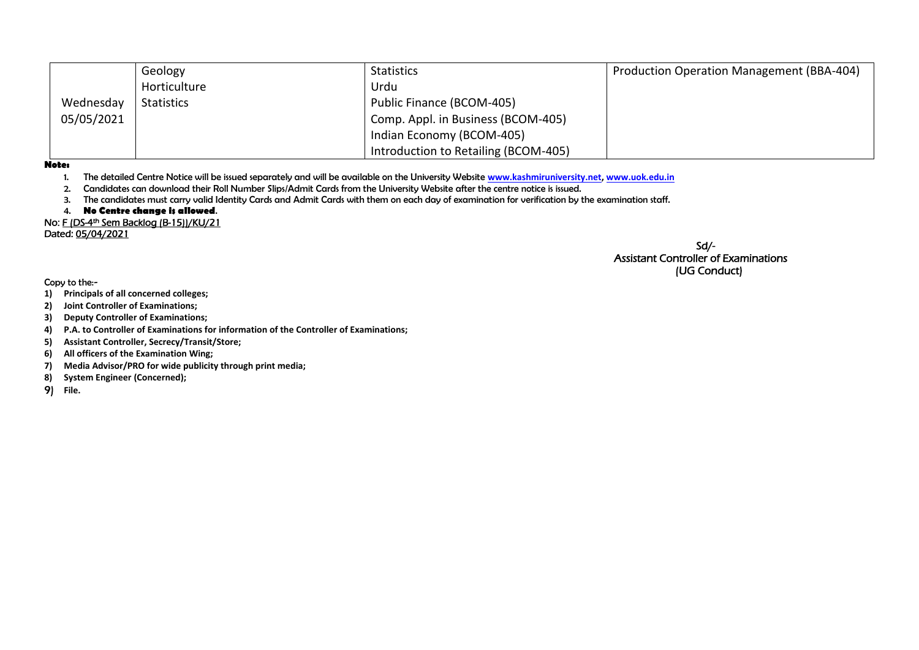| | | | |
|---|---|---|---|
| Wednesday 05/05/2021 | Geology<br>Horticulture<br>Statistics | Statistics<br>Urdu<br>Public Finance (BCOM-405)<br>Comp. Appl. in Business (BCOM-405)<br>Indian Economy (BCOM-405)<br>Introduction to Retailing (BCOM-405) | Production Operation Management (BBA-404) |

**Note:**

1. The detailed Centre Notice will be issued separately and will be available on the University Website **www.kashmiruniversity.net**, **www.uok.edu.in**
2. Candidates can download their Roll Number Slips/Admit Cards from the University Website after the centre notice is issued.
3. The candidates must carry valid Identity Cards and Admit Cards with them on each day of examination for verification by the examination staff.
4. **No Centre change is allowed**.

No: F (DS-4th Sem Backlog (B-15))/KU/21
Dated: 05/04/2021

Sd/-
Assistant Controller of Examinations
(UG Conduct)

Copy to the:-

1) **Principals of all concerned colleges;**
2) **Joint Controller of Examinations;**
3) **Deputy Controller of Examinations;**
4) **P.A. to Controller of Examinations for information of the Controller of Examinations;**
5) **Assistant Controller, Secrecy/Transit/Store;**
6) **All officers of the Examination Wing;**
7) **Media Advisor/PRO for wide publicity through print media;**
8) **System Engineer (Concerned);**
9) **File.**